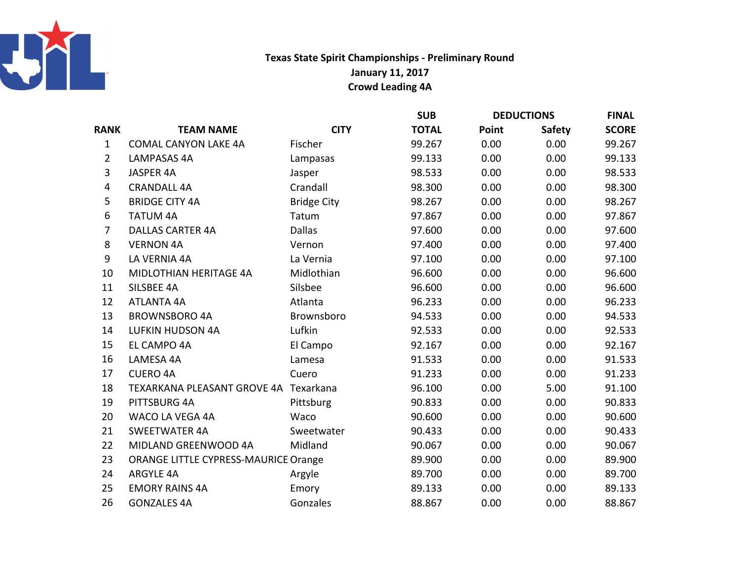# Texas State Spirit Championships - Preliminary Round

**January 11, 2017**

**Crowd Leading 4A**

| RANK | TEAM NAME | CITY | SUB TOTAL | DEDUCTIONS | | FINAL SCORE |
|---|---|---|---|---|---|---|
| | | | | Point | Safety | |
| 1 | COMAL CANYON LAKE 4A | Fischer | 99.267 | 0.00 | 0.00 | 99.267 |
| 2 | LAMPASAS 4A | Lampasas | 99.133 | 0.00 | 0.00 | 99.133 |
| 3 | JASPER 4A | Jasper | 98.533 | 0.00 | 0.00 | 98.533 |
| 4 | CRANDALL 4A | Crandall | 98.300 | 0.00 | 0.00 | 98.300 |
| 5 | BRIDGE CITY 4A | Bridge City | 98.267 | 0.00 | 0.00 | 98.267 |
| 6 | TATUM 4A | Tatum | 97.867 | 0.00 | 0.00 | 97.867 |
| 7 | DALLAS CARTER 4A | Dallas | 97.600 | 0.00 | 0.00 | 97.600 |
| 8 | VERNON 4A | Vernon | 97.400 | 0.00 | 0.00 | 97.400 |
| 9 | LA VERNIA 4A | La Vernia | 97.100 | 0.00 | 0.00 | 97.100 |
| 10 | MIDLOTHIAN HERITAGE 4A | Midlothian | 96.600 | 0.00 | 0.00 | 96.600 |
| 11 | SILSBEE 4A | Silsbee | 96.600 | 0.00 | 0.00 | 96.600 |
| 12 | ATLANTA 4A | Atlanta | 96.233 | 0.00 | 0.00 | 96.233 |
| 13 | BROWNSBORO 4A | Brownsboro | 94.533 | 0.00 | 0.00 | 94.533 |
| 14 | LUFKIN HUDSON 4A | Lufkin | 92.533 | 0.00 | 0.00 | 92.533 |
| 15 | EL CAMPO 4A | El Campo | 92.167 | 0.00 | 0.00 | 92.167 |
| 16 | LAMESA 4A | Lamesa | 91.533 | 0.00 | 0.00 | 91.533 |
| 17 | CUERO 4A | Cuero | 91.233 | 0.00 | 0.00 | 91.233 |
| 18 | TEXARKANA PLEASANT GROVE 4A | Texarkana | 96.100 | 0.00 | 5.00 | 91.100 |
| 19 | PITTSBURG 4A | Pittsburg | 90.833 | 0.00 | 0.00 | 90.833 |
| 20 | WACO LA VEGA 4A | Waco | 90.600 | 0.00 | 0.00 | 90.600 |
| 21 | SWEETWATER 4A | Sweetwater | 90.433 | 0.00 | 0.00 | 90.433 |
| 22 | MIDLAND GREENWOOD 4A | Midland | 90.067 | 0.00 | 0.00 | 90.067 |
| 23 | ORANGE LITTLE CYPRESS-MAURICE | Orange | 89.900 | 0.00 | 0.00 | 89.900 |
| 24 | ARGYLE 4A | Argyle | 89.700 | 0.00 | 0.00 | 89.700 |
| 25 | EMORY RAINS 4A | Emory | 89.133 | 0.00 | 0.00 | 89.133 |
| 26 | GONZALES 4A | Gonzales | 88.867 | 0.00 | 0.00 | 88.867 |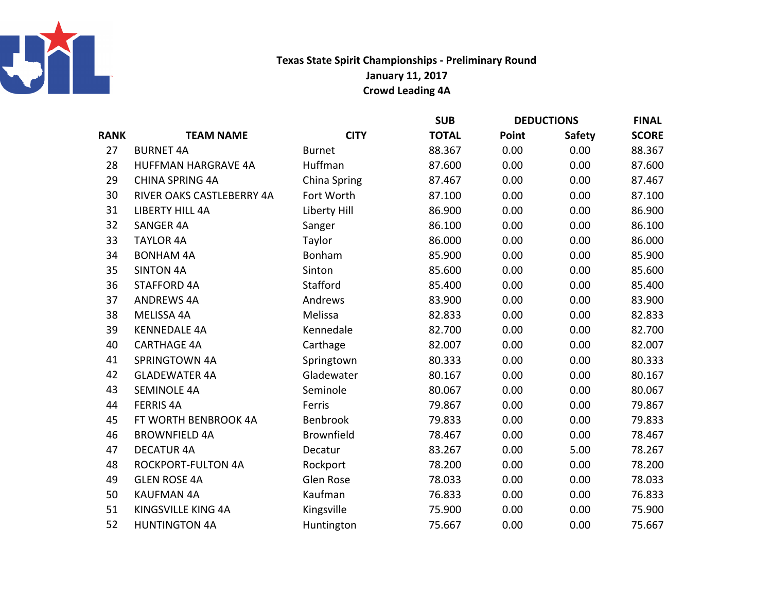**Texas State Spirit Championships - Preliminary Round**
**January 11, 2017**
**Crowd Leading 4A**

| RANK | TEAM NAME | CITY | SUB TOTAL | DEDUCTIONS Point | DEDUCTIONS Safety | FINAL SCORE |
|---|---|---|---|---|---|---|
| 27 | BURNET 4A | Burnet | 88.367 | 0.00 | 0.00 | 88.367 |
| 28 | HUFFMAN HARGRAVE 4A | Huffman | 87.600 | 0.00 | 0.00 | 87.600 |
| 29 | CHINA SPRING 4A | China Spring | 87.467 | 0.00 | 0.00 | 87.467 |
| 30 | RIVER OAKS CASTLEBERRY 4A | Fort Worth | 87.100 | 0.00 | 0.00 | 87.100 |
| 31 | LIBERTY HILL 4A | Liberty Hill | 86.900 | 0.00 | 0.00 | 86.900 |
| 32 | SANGER 4A | Sanger | 86.100 | 0.00 | 0.00 | 86.100 |
| 33 | TAYLOR 4A | Taylor | 86.000 | 0.00 | 0.00 | 86.000 |
| 34 | BONHAM 4A | Bonham | 85.900 | 0.00 | 0.00 | 85.900 |
| 35 | SINTON 4A | Sinton | 85.600 | 0.00 | 0.00 | 85.600 |
| 36 | STAFFORD 4A | Stafford | 85.400 | 0.00 | 0.00 | 85.400 |
| 37 | ANDREWS 4A | Andrews | 83.900 | 0.00 | 0.00 | 83.900 |
| 38 | MELISSA 4A | Melissa | 82.833 | 0.00 | 0.00 | 82.833 |
| 39 | KENNEDALE 4A | Kennedale | 82.700 | 0.00 | 0.00 | 82.700 |
| 40 | CARTHAGE 4A | Carthage | 82.007 | 0.00 | 0.00 | 82.007 |
| 41 | SPRINGTOWN 4A | Springtown | 80.333 | 0.00 | 0.00 | 80.333 |
| 42 | GLADEWATER 4A | Gladewater | 80.167 | 0.00 | 0.00 | 80.167 |
| 43 | SEMINOLE 4A | Seminole | 80.067 | 0.00 | 0.00 | 80.067 |
| 44 | FERRIS 4A | Ferris | 79.867 | 0.00 | 0.00 | 79.867 |
| 45 | FT WORTH BENBROOK 4A | Benbrook | 79.833 | 0.00 | 0.00 | 79.833 |
| 46 | BROWNFIELD 4A | Brownfield | 78.467 | 0.00 | 0.00 | 78.467 |
| 47 | DECATUR 4A | Decatur | 83.267 | 0.00 | 5.00 | 78.267 |
| 48 | ROCKPORT-FULTON 4A | Rockport | 78.200 | 0.00 | 0.00 | 78.200 |
| 49 | GLEN ROSE 4A | Glen Rose | 78.033 | 0.00 | 0.00 | 78.033 |
| 50 | KAUFMAN 4A | Kaufman | 76.833 | 0.00 | 0.00 | 76.833 |
| 51 | KINGSVILLE KING 4A | Kingsville | 75.900 | 0.00 | 0.00 | 75.900 |
| 52 | HUNTINGTON 4A | Huntington | 75.667 | 0.00 | 0.00 | 75.667 |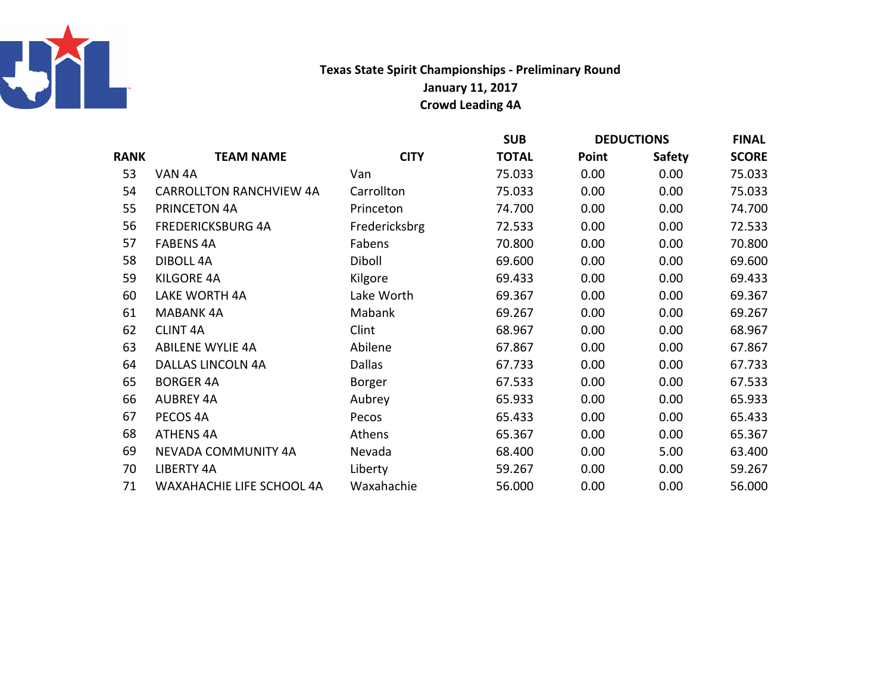**Texas State Spirit Championships - Preliminary Round**
**January 11, 2017**
**Crowd Leading 4A**

| RANK | TEAM NAME | CITY | SUB TOTAL | DEDUCTIONS Point | DEDUCTIONS Safety | FINAL SCORE |
|---|---|---|---|---|---|---|
| 53 | VAN 4A | Van | 75.033 | 0.00 | 0.00 | 75.033 |
| 54 | CARROLLTON RANCHVIEW 4A | Carrollton | 75.033 | 0.00 | 0.00 | 75.033 |
| 55 | PRINCETON 4A | Princeton | 74.700 | 0.00 | 0.00 | 74.700 |
| 56 | FREDERICKSBURG 4A | Fredericksbrg | 72.533 | 0.00 | 0.00 | 72.533 |
| 57 | FABENS 4A | Fabens | 70.800 | 0.00 | 0.00 | 70.800 |
| 58 | DIBOLL 4A | Diboll | 69.600 | 0.00 | 0.00 | 69.600 |
| 59 | KILGORE 4A | Kilgore | 69.433 | 0.00 | 0.00 | 69.433 |
| 60 | LAKE WORTH 4A | Lake Worth | 69.367 | 0.00 | 0.00 | 69.367 |
| 61 | MABANK 4A | Mabank | 69.267 | 0.00 | 0.00 | 69.267 |
| 62 | CLINT 4A | Clint | 68.967 | 0.00 | 0.00 | 68.967 |
| 63 | ABILENE WYLIE 4A | Abilene | 67.867 | 0.00 | 0.00 | 67.867 |
| 64 | DALLAS LINCOLN 4A | Dallas | 67.733 | 0.00 | 0.00 | 67.733 |
| 65 | BORGER 4A | Borger | 67.533 | 0.00 | 0.00 | 67.533 |
| 66 | AUBREY 4A | Aubrey | 65.933 | 0.00 | 0.00 | 65.933 |
| 67 | PECOS 4A | Pecos | 65.433 | 0.00 | 0.00 | 65.433 |
| 68 | ATHENS 4A | Athens | 65.367 | 0.00 | 0.00 | 65.367 |
| 69 | NEVADA COMMUNITY 4A | Nevada | 68.400 | 0.00 | 5.00 | 63.400 |
| 70 | LIBERTY 4A | Liberty | 59.267 | 0.00 | 0.00 | 59.267 |
| 71 | WAXAHACHIE LIFE SCHOOL 4A | Waxahachie | 56.000 | 0.00 | 0.00 | 56.000 |